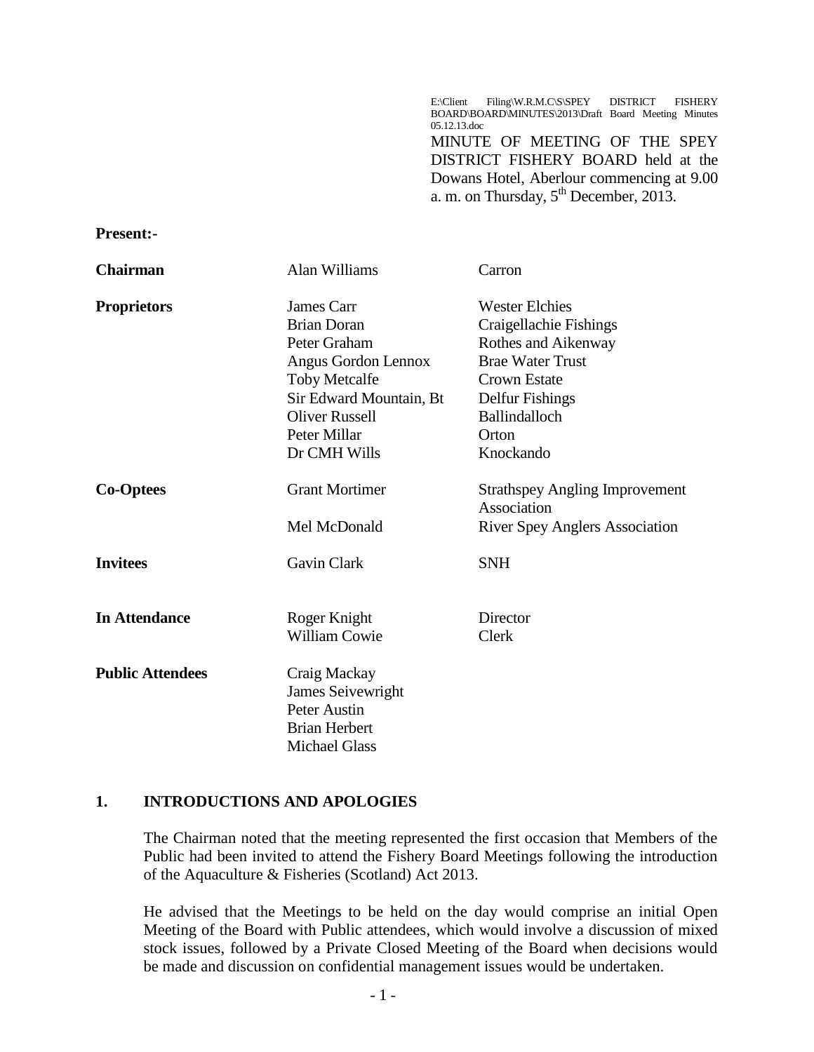E:\Client Filing\W.R.M.C\S\SPEY DISTRICT FISHERY BOARD\BOARD\MINUTES\2013\Draft Board Meeting Minutes 05.12.13.doc

MINUTE OF MEETING OF THE SPEY DISTRICT FISHERY BOARD held at the Dowans Hotel, Aberlour commencing at 9.00 a. m. on Thursday, 5th December, 2013.

**Present:-**

| | | |
|---|---|---|
| **Chairman** | Alan Williams | Carron |
| **Proprietors** | James Carr | Wester Elchies |
| | Brian Doran | Craigellachie Fishings |
| | Peter Graham | Rothes and Aikenway |
| | Angus Gordon Lennox | Brae Water Trust |
| | Toby Metcalfe | Crown Estate |
| | Sir Edward Mountain, Bt | Delfur Fishings |
| | Oliver Russell | Ballindalloch |
| | Peter Millar | Orton |
| | Dr CMH Wills | Knockando |
| **Co-Optees** | Grant Mortimer | Strathspey Angling Improvement Association |
| | Mel McDonald | River Spey Anglers Association |
| **Invitees** | Gavin Clark | SNH |
| **In Attendance** | Roger Knight | Director |
| | William Cowie | Clerk |
| **Public Attendees** | Craig Mackay | |
| | James Seivewright | |
| | Peter Austin | |
| | Brian Herbert | |
| | Michael Glass | |

## 1. INTRODUCTIONS AND APOLOGIES

The Chairman noted that the meeting represented the first occasion that Members of the Public had been invited to attend the Fishery Board Meetings following the introduction of the Aquaculture & Fisheries (Scotland) Act 2013.

He advised that the Meetings to be held on the day would comprise an initial Open Meeting of the Board with Public attendees, which would involve a discussion of mixed stock issues, followed by a Private Closed Meeting of the Board when decisions would be made and discussion on confidential management issues would be undertaken.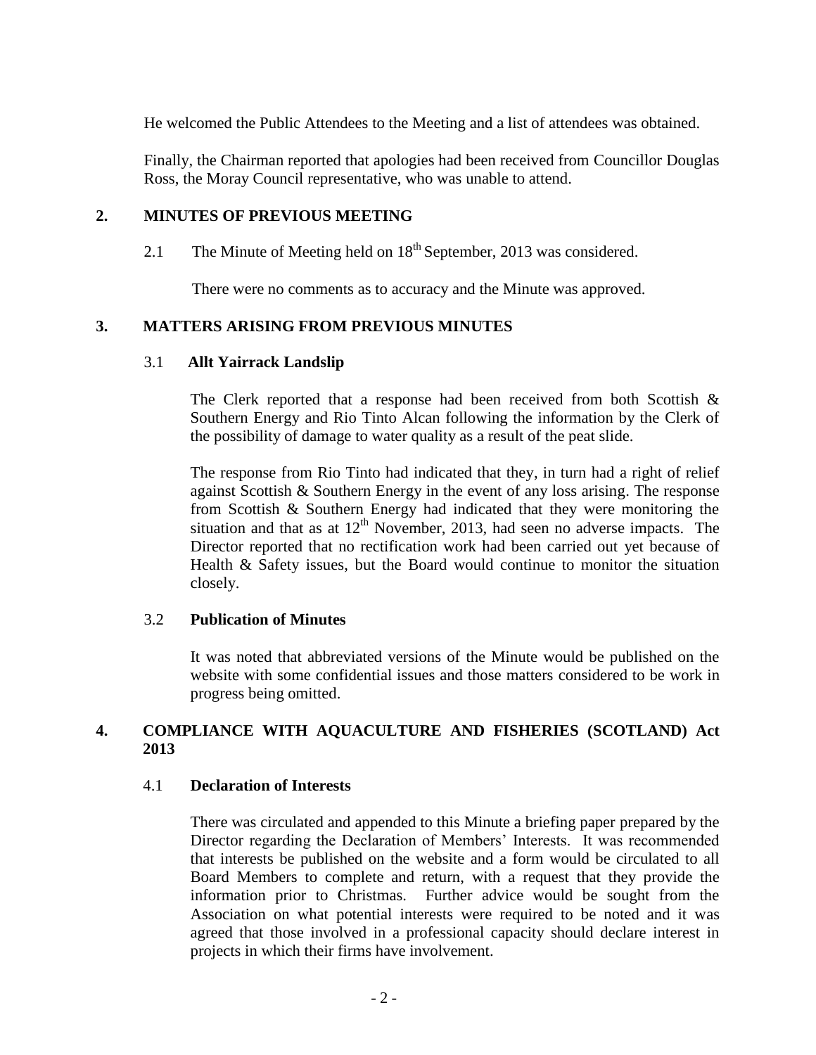He welcomed the Public Attendees to the Meeting and a list of attendees was obtained.

Finally, the Chairman reported that apologies had been received from Councillor Douglas Ross, the Moray Council representative, who was unable to attend.

## 2. MINUTES OF PREVIOUS MEETING

2.1 The Minute of Meeting held on 18th September, 2013 was considered.

There were no comments as to accuracy and the Minute was approved.

## 3. MATTERS ARISING FROM PREVIOUS MINUTES

### 3.1 Allt Yairrack Landslip

The Clerk reported that a response had been received from both Scottish & Southern Energy and Rio Tinto Alcan following the information by the Clerk of the possibility of damage to water quality as a result of the peat slide.

The response from Rio Tinto had indicated that they, in turn had a right of relief against Scottish & Southern Energy in the event of any loss arising. The response from Scottish & Southern Energy had indicated that they were monitoring the situation and that as at 12th November, 2013, had seen no adverse impacts. The Director reported that no rectification work had been carried out yet because of Health & Safety issues, but the Board would continue to monitor the situation closely.

### 3.2 Publication of Minutes

It was noted that abbreviated versions of the Minute would be published on the website with some confidential issues and those matters considered to be work in progress being omitted.

## 4. COMPLIANCE WITH AQUACULTURE AND FISHERIES (SCOTLAND) Act 2013

### 4.1 Declaration of Interests

There was circulated and appended to this Minute a briefing paper prepared by the Director regarding the Declaration of Members' Interests. It was recommended that interests be published on the website and a form would be circulated to all Board Members to complete and return, with a request that they provide the information prior to Christmas. Further advice would be sought from the Association on what potential interests were required to be noted and it was agreed that those involved in a professional capacity should declare interest in projects in which their firms have involvement.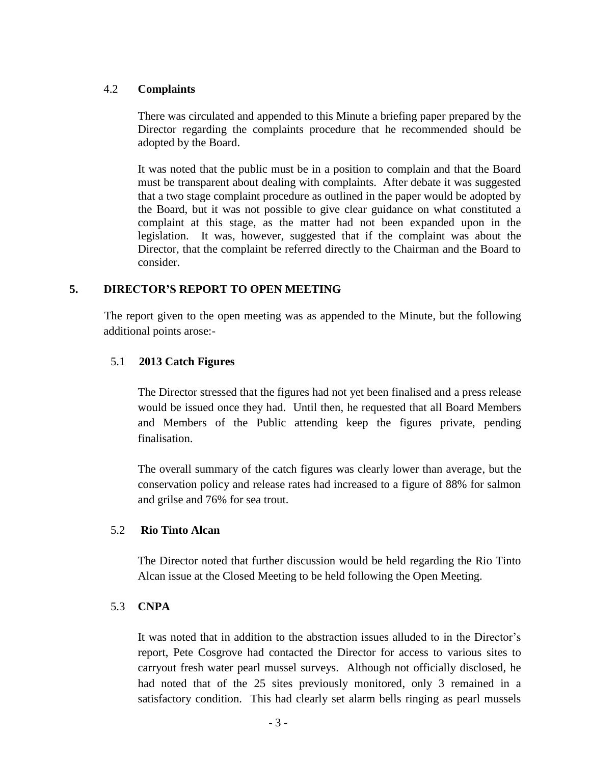### 4.2 Complaints

There was circulated and appended to this Minute a briefing paper prepared by the Director regarding the complaints procedure that he recommended should be adopted by the Board.

It was noted that the public must be in a position to complain and that the Board must be transparent about dealing with complaints. After debate it was suggested that a two stage complaint procedure as outlined in the paper would be adopted by the Board, but it was not possible to give clear guidance on what constituted a complaint at this stage, as the matter had not been expanded upon in the legislation. It was, however, suggested that if the complaint was about the Director, that the complaint be referred directly to the Chairman and the Board to consider.

## 5. DIRECTOR'S REPORT TO OPEN MEETING

The report given to the open meeting was as appended to the Minute, but the following additional points arose:-

### 5.1 2013 Catch Figures

The Director stressed that the figures had not yet been finalised and a press release would be issued once they had. Until then, he requested that all Board Members and Members of the Public attending keep the figures private, pending finalisation.

The overall summary of the catch figures was clearly lower than average, but the conservation policy and release rates had increased to a figure of 88% for salmon and grilse and 76% for sea trout.

### 5.2 Rio Tinto Alcan

The Director noted that further discussion would be held regarding the Rio Tinto Alcan issue at the Closed Meeting to be held following the Open Meeting.

### 5.3 CNPA

It was noted that in addition to the abstraction issues alluded to in the Director's report, Pete Cosgrove had contacted the Director for access to various sites to carryout fresh water pearl mussel surveys. Although not officially disclosed, he had noted that of the 25 sites previously monitored, only 3 remained in a satisfactory condition. This had clearly set alarm bells ringing as pearl mussels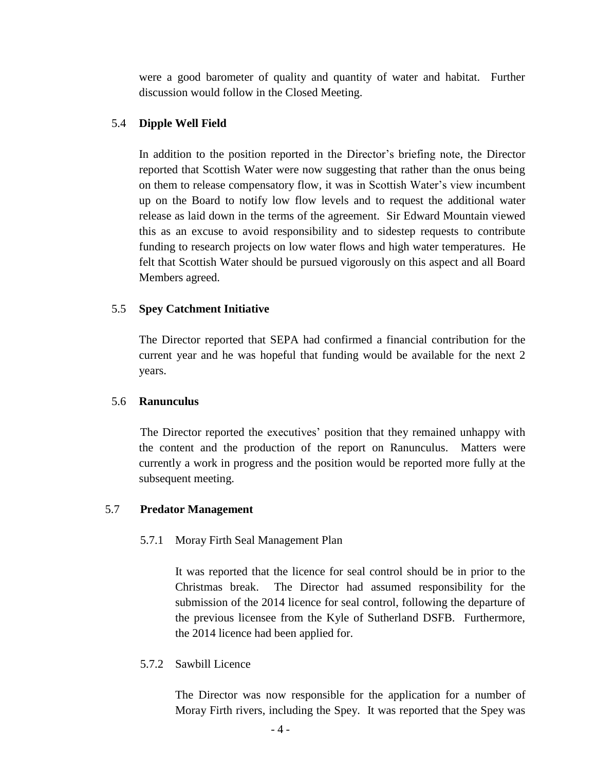were a good barometer of quality and quantity of water and habitat. Further discussion would follow in the Closed Meeting.

5.4 **Dipple Well Field**

In addition to the position reported in the Director's briefing note, the Director reported that Scottish Water were now suggesting that rather than the onus being on them to release compensatory flow, it was in Scottish Water's view incumbent up on the Board to notify low flow levels and to request the additional water release as laid down in the terms of the agreement. Sir Edward Mountain viewed this as an excuse to avoid responsibility and to sidestep requests to contribute funding to research projects on low water flows and high water temperatures. He felt that Scottish Water should be pursued vigorously on this aspect and all Board Members agreed.

5.5 **Spey Catchment Initiative**

The Director reported that SEPA had confirmed a financial contribution for the current year and he was hopeful that funding would be available for the next 2 years.

5.6 **Ranunculus**

The Director reported the executives' position that they remained unhappy with the content and the production of the report on Ranunculus. Matters were currently a work in progress and the position would be reported more fully at the subsequent meeting.

5.7 **Predator Management**

5.7.1 Moray Firth Seal Management Plan

It was reported that the licence for seal control should be in prior to the Christmas break. The Director had assumed responsibility for the submission of the 2014 licence for seal control, following the departure of the previous licensee from the Kyle of Sutherland DSFB. Furthermore, the 2014 licence had been applied for.

5.7.2 Sawbill Licence

The Director was now responsible for the application for a number of Moray Firth rivers, including the Spey. It was reported that the Spey was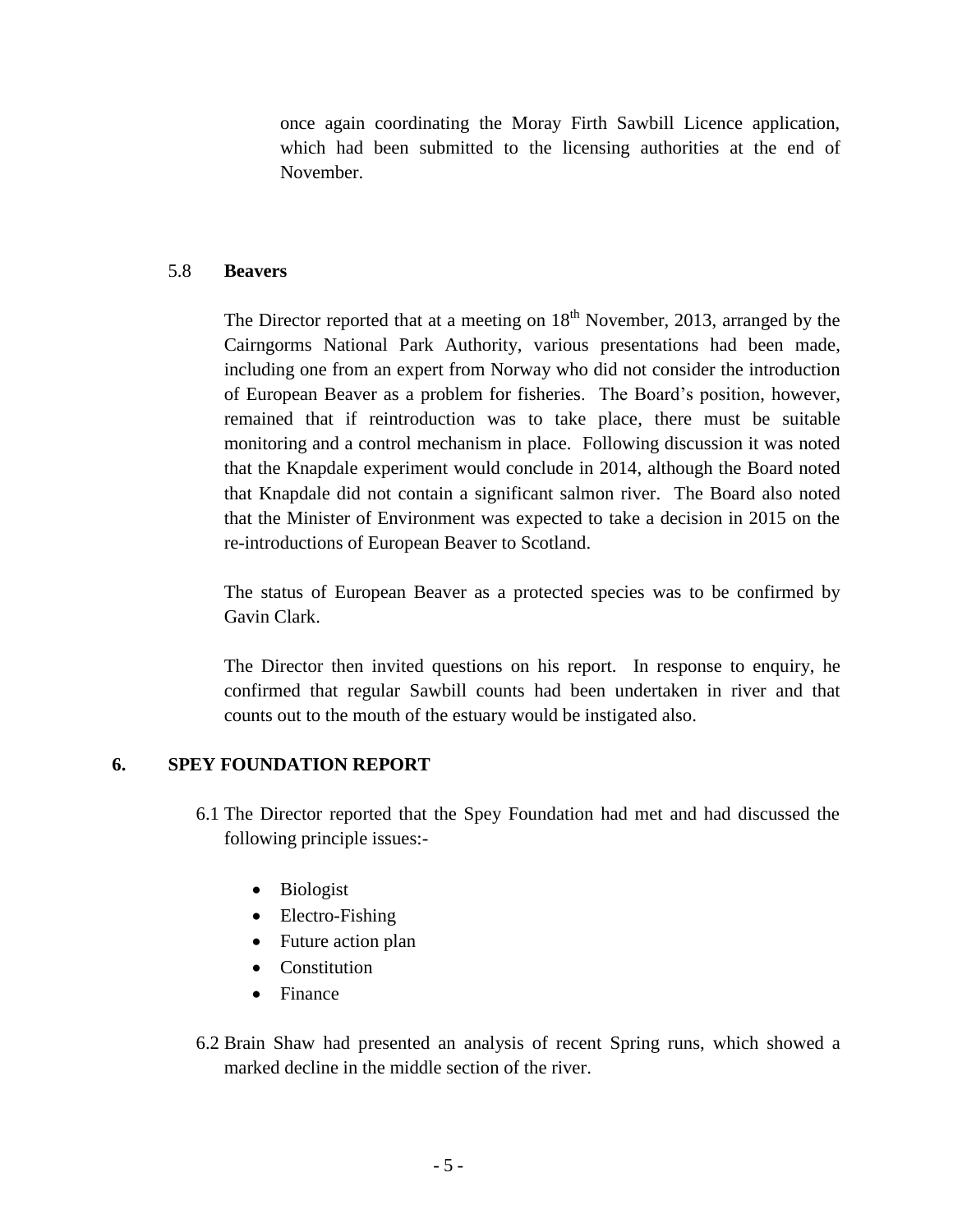once again coordinating the Moray Firth Sawbill Licence application, which had been submitted to the licensing authorities at the end of November.

5.8 **Beavers**

The Director reported that at a meeting on 18th November, 2013, arranged by the Cairngorms National Park Authority, various presentations had been made, including one from an expert from Norway who did not consider the introduction of European Beaver as a problem for fisheries. The Board's position, however, remained that if reintroduction was to take place, there must be suitable monitoring and a control mechanism in place. Following discussion it was noted that the Knapdale experiment would conclude in 2014, although the Board noted that Knapdale did not contain a significant salmon river. The Board also noted that the Minister of Environment was expected to take a decision in 2015 on the re-introductions of European Beaver to Scotland.

The status of European Beaver as a protected species was to be confirmed by Gavin Clark.

The Director then invited questions on his report. In response to enquiry, he confirmed that regular Sawbill counts had been undertaken in river and that counts out to the mouth of the estuary would be instigated also.

## 6. SPEY FOUNDATION REPORT

6.1 The Director reported that the Spey Foundation had met and had discussed the following principle issues:-

- Biologist
- Electro-Fishing
- Future action plan
- Constitution
- Finance

6.2 Brain Shaw had presented an analysis of recent Spring runs, which showed a marked decline in the middle section of the river.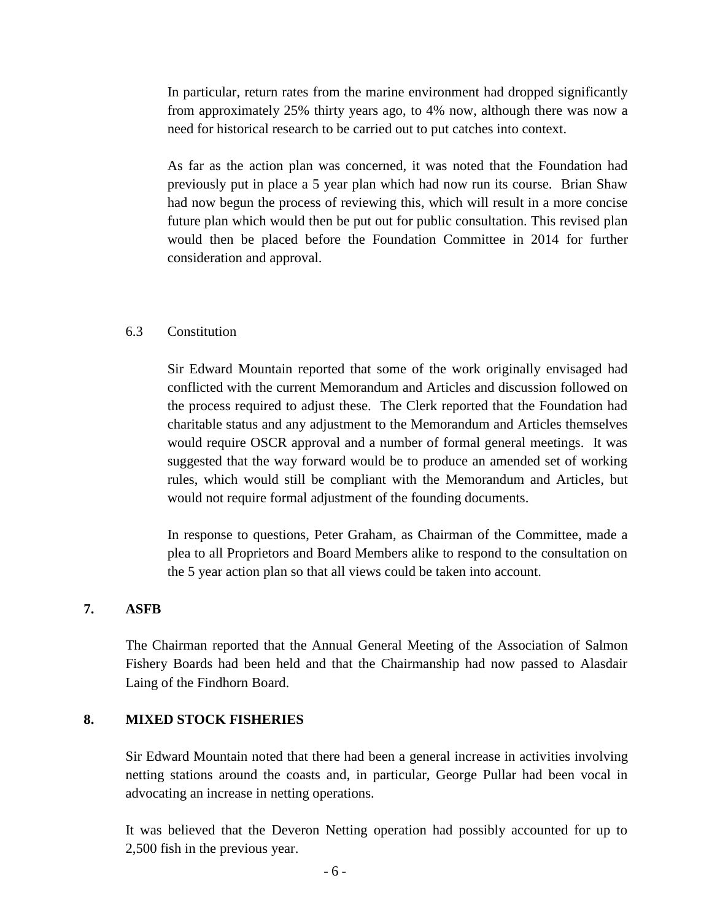In particular, return rates from the marine environment had dropped significantly from approximately 25% thirty years ago, to 4% now, although there was now a need for historical research to be carried out to put catches into context.

As far as the action plan was concerned, it was noted that the Foundation had previously put in place a 5 year plan which had now run its course. Brian Shaw had now begun the process of reviewing this, which will result in a more concise future plan which would then be put out for public consultation. This revised plan would then be placed before the Foundation Committee in 2014 for further consideration and approval.

6.3 Constitution

Sir Edward Mountain reported that some of the work originally envisaged had conflicted with the current Memorandum and Articles and discussion followed on the process required to adjust these. The Clerk reported that the Foundation had charitable status and any adjustment to the Memorandum and Articles themselves would require OSCR approval and a number of formal general meetings. It was suggested that the way forward would be to produce an amended set of working rules, which would still be compliant with the Memorandum and Articles, but would not require formal adjustment of the founding documents.

In response to questions, Peter Graham, as Chairman of the Committee, made a plea to all Proprietors and Board Members alike to respond to the consultation on the 5 year action plan so that all views could be taken into account.

## 7. ASFB

The Chairman reported that the Annual General Meeting of the Association of Salmon Fishery Boards had been held and that the Chairmanship had now passed to Alasdair Laing of the Findhorn Board.

## 8. MIXED STOCK FISHERIES

Sir Edward Mountain noted that there had been a general increase in activities involving netting stations around the coasts and, in particular, George Pullar had been vocal in advocating an increase in netting operations.

It was believed that the Deveron Netting operation had possibly accounted for up to 2,500 fish in the previous year.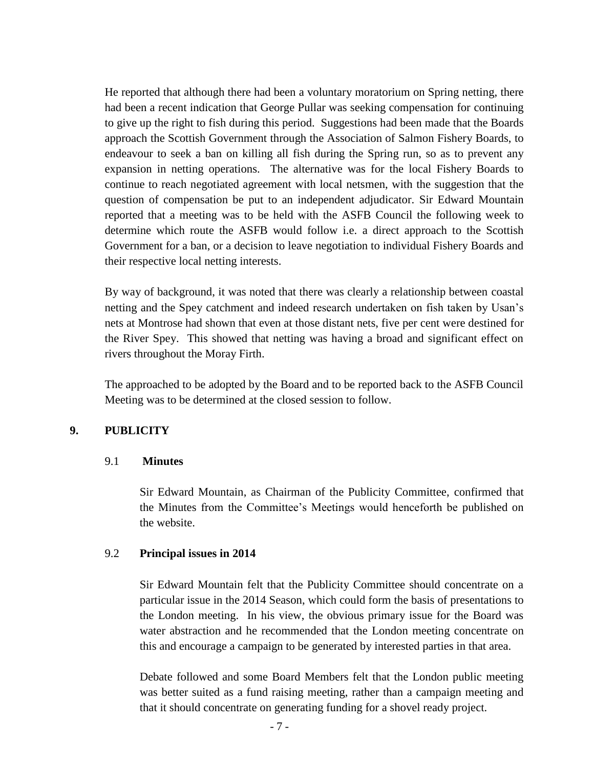He reported that although there had been a voluntary moratorium on Spring netting, there had been a recent indication that George Pullar was seeking compensation for continuing to give up the right to fish during this period. Suggestions had been made that the Boards approach the Scottish Government through the Association of Salmon Fishery Boards, to endeavour to seek a ban on killing all fish during the Spring run, so as to prevent any expansion in netting operations. The alternative was for the local Fishery Boards to continue to reach negotiated agreement with local netsmen, with the suggestion that the question of compensation be put to an independent adjudicator. Sir Edward Mountain reported that a meeting was to be held with the ASFB Council the following week to determine which route the ASFB would follow i.e. a direct approach to the Scottish Government for a ban, or a decision to leave negotiation to individual Fishery Boards and their respective local netting interests.

By way of background, it was noted that there was clearly a relationship between coastal netting and the Spey catchment and indeed research undertaken on fish taken by Usan's nets at Montrose had shown that even at those distant nets, five per cent were destined for the River Spey. This showed that netting was having a broad and significant effect on rivers throughout the Moray Firth.

The approached to be adopted by the Board and to be reported back to the ASFB Council Meeting was to be determined at the closed session to follow.

## 9. PUBLICITY

### 9.1 Minutes

Sir Edward Mountain, as Chairman of the Publicity Committee, confirmed that the Minutes from the Committee's Meetings would henceforth be published on the website.

### 9.2 Principal issues in 2014

Sir Edward Mountain felt that the Publicity Committee should concentrate on a particular issue in the 2014 Season, which could form the basis of presentations to the London meeting. In his view, the obvious primary issue for the Board was water abstraction and he recommended that the London meeting concentrate on this and encourage a campaign to be generated by interested parties in that area.

Debate followed and some Board Members felt that the London public meeting was better suited as a fund raising meeting, rather than a campaign meeting and that it should concentrate on generating funding for a shovel ready project.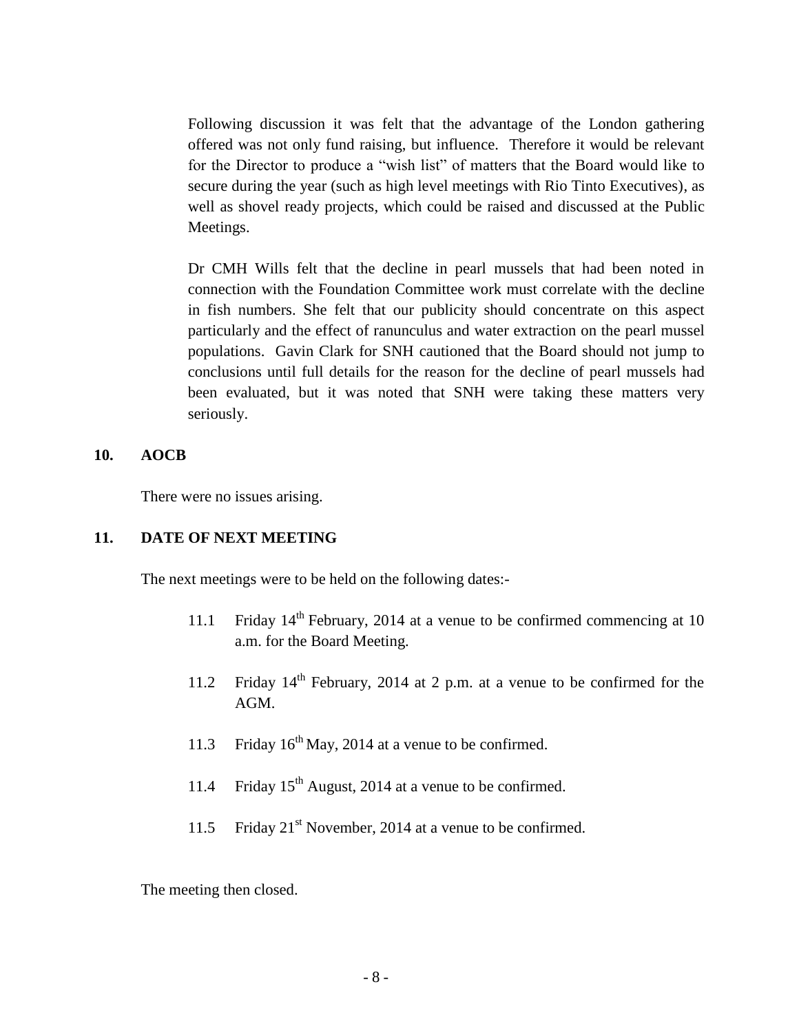Following discussion it was felt that the advantage of the London gathering offered was not only fund raising, but influence. Therefore it would be relevant for the Director to produce a "wish list" of matters that the Board would like to secure during the year (such as high level meetings with Rio Tinto Executives), as well as shovel ready projects, which could be raised and discussed at the Public Meetings.

Dr CMH Wills felt that the decline in pearl mussels that had been noted in connection with the Foundation Committee work must correlate with the decline in fish numbers. She felt that our publicity should concentrate on this aspect particularly and the effect of ranunculus and water extraction on the pearl mussel populations. Gavin Clark for SNH cautioned that the Board should not jump to conclusions until full details for the reason for the decline of pearl mussels had been evaluated, but it was noted that SNH were taking these matters very seriously.

## 10. AOCB

There were no issues arising.

## 11. DATE OF NEXT MEETING

The next meetings were to be held on the following dates:-

11.1 Friday 14th February, 2014 at a venue to be confirmed commencing at 10 a.m. for the Board Meeting.

11.2 Friday 14th February, 2014 at 2 p.m. at a venue to be confirmed for the AGM.

11.3 Friday 16th May, 2014 at a venue to be confirmed.

11.4 Friday 15th August, 2014 at a venue to be confirmed.

11.5 Friday 21st November, 2014 at a venue to be confirmed.

The meeting then closed.